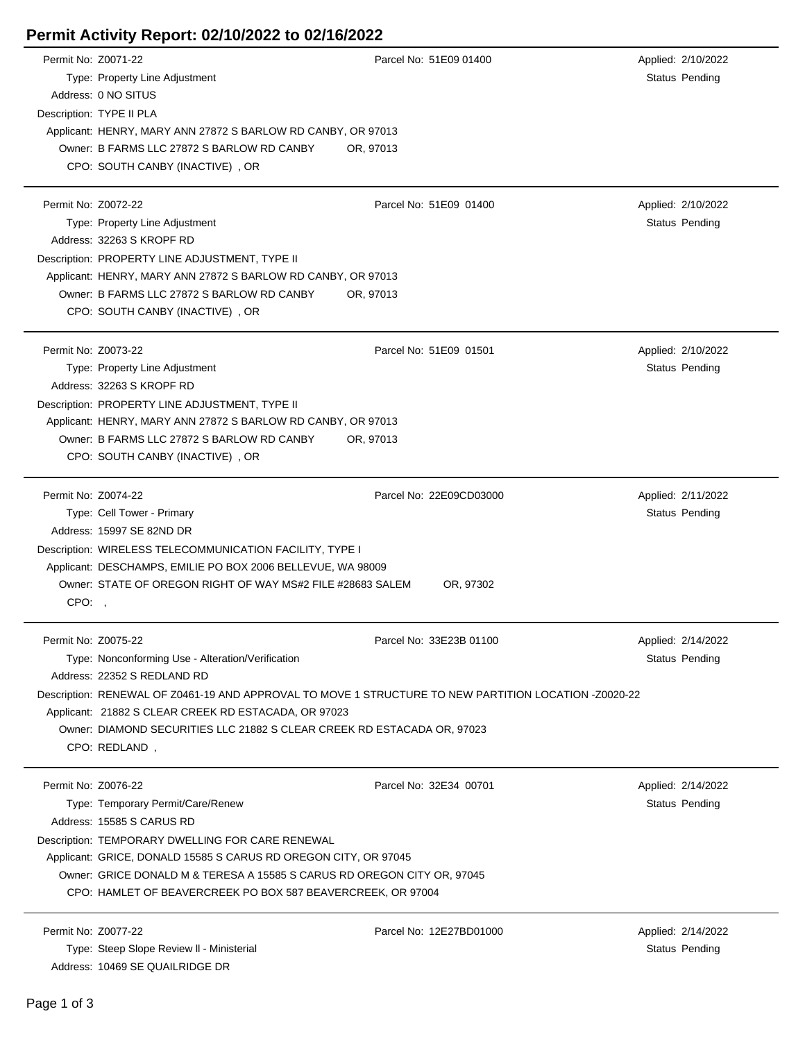# Permit Activity Report: 02/10/2022 to 02/16/2022

Permit No: Z0071-22  
Parcel No: 51E09 01400  
Applied: 2/10/2022  
Type: Property Line Adjustment  
Status Pending  
Address: 0 NO SITUS  
Description: TYPE II PLA  
Applicant: HENRY, MARY ANN 27872 S BARLOW RD CANBY, OR 97013  
Owner: B FARMS LLC 27872 S BARLOW RD CANBY OR, 97013  
CPO: SOUTH CANBY (INACTIVE) , OR

---

Permit No: Z0072-22  
Parcel No: 51E09 01400  
Applied: 2/10/2022  
Type: Property Line Adjustment  
Status Pending  
Address: 32263 S KROPF RD  
Description: PROPERTY LINE ADJUSTMENT, TYPE II  
Applicant: HENRY, MARY ANN 27872 S BARLOW RD CANBY, OR 97013  
Owner: B FARMS LLC 27872 S BARLOW RD CANBY OR, 97013  
CPO: SOUTH CANBY (INACTIVE) , OR

---

Permit No: Z0073-22  
Parcel No: 51E09 01501  
Applied: 2/10/2022  
Type: Property Line Adjustment  
Status Pending  
Address: 32263 S KROPF RD  
Description: PROPERTY LINE ADJUSTMENT, TYPE II  
Applicant: HENRY, MARY ANN 27872 S BARLOW RD CANBY, OR 97013  
Owner: B FARMS LLC 27872 S BARLOW RD CANBY OR, 97013  
CPO: SOUTH CANBY (INACTIVE) , OR

---

Permit No: Z0074-22  
Parcel No: 22E09CD03000  
Applied: 2/11/2022  
Type: Cell Tower - Primary  
Status Pending  
Address: 15997 SE 82ND DR  
Description: WIRELESS TELECOMMUNICATION FACILITY, TYPE I  
Applicant: DESCHAMPS, EMILIE PO BOX 2006 BELLEVUE, WA 98009  
Owner: STATE OF OREGON RIGHT OF WAY MS#2 FILE #28683 SALEM OR, 97302  
CPO: ,

---

Permit No: Z0075-22  
Parcel No: 33E23B 01100  
Applied: 2/14/2022  
Type: Nonconforming Use - Alteration/Verification  
Status Pending  
Address: 22352 S REDLAND RD  
Description: RENEWAL OF Z0461-19 AND APPROVAL TO MOVE 1 STRUCTURE TO NEW PARTITION LOCATION -Z0020-22  
Applicant: 21882 S CLEAR CREEK RD ESTACADA, OR 97023  
Owner: DIAMOND SECURITIES LLC 21882 S CLEAR CREEK RD ESTACADA OR, 97023  
CPO: REDLAND ,

---

Permit No: Z0076-22  
Parcel No: 32E34 00701  
Applied: 2/14/2022  
Type: Temporary Permit/Care/Renew  
Status Pending  
Address: 15585 S CARUS RD  
Description: TEMPORARY DWELLING FOR CARE RENEWAL  
Applicant: GRICE, DONALD 15585 S CARUS RD OREGON CITY, OR 97045  
Owner: GRICE DONALD M & TERESA A 15585 S CARUS RD OREGON CITY OR, 97045  
CPO: HAMLET OF BEAVERCREEK PO BOX 587 BEAVERCREEK, OR 97004

---

Permit No: Z0077-22  
Parcel No: 12E27BD01000  
Applied: 2/14/2022  
Type: Steep Slope Review ll - Ministerial  
Status Pending  
Address: 10469 SE QUAILRIDGE DR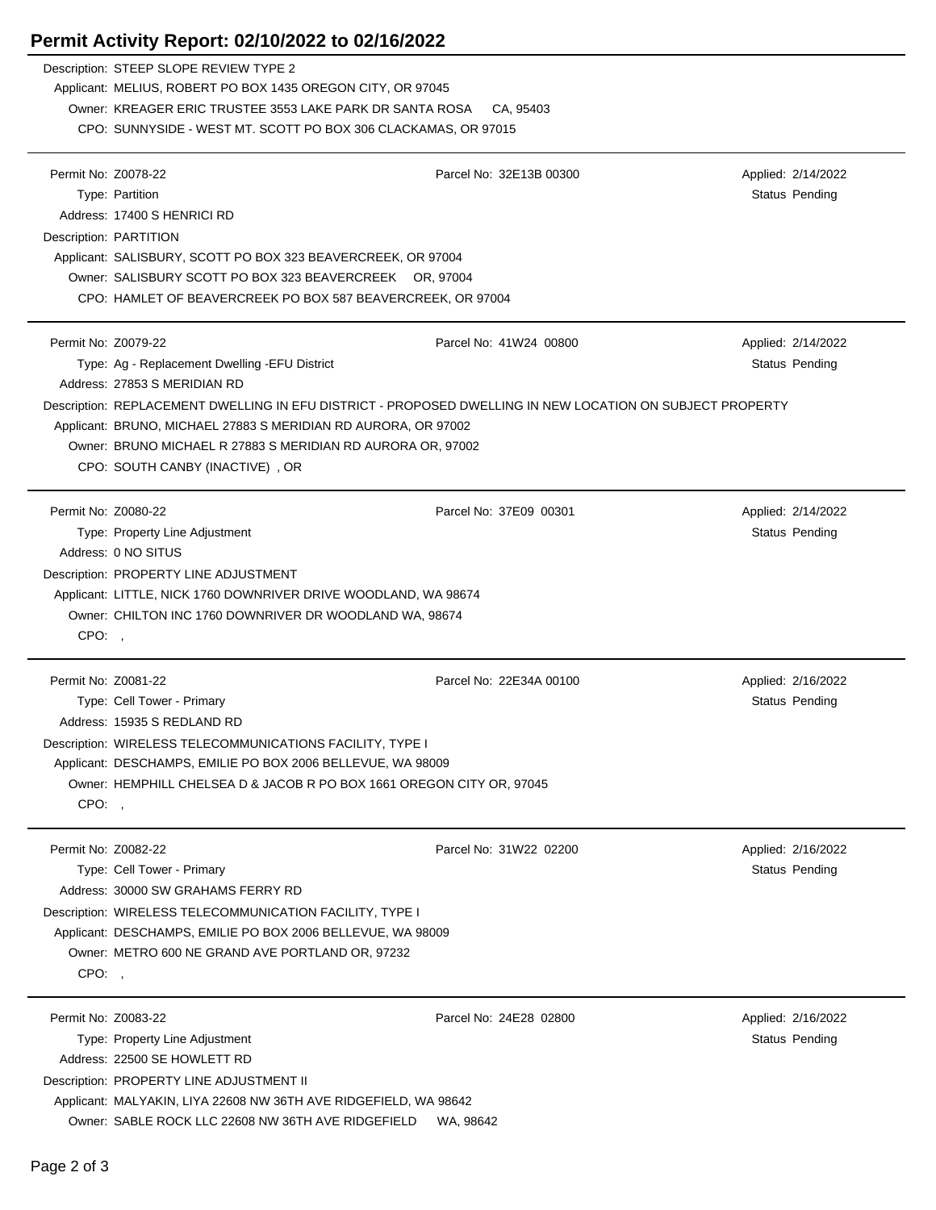# Permit Activity Report: 02/10/2022 to 02/16/2022

Description: STEEP SLOPE REVIEW TYPE 2
Applicant: MELIUS, ROBERT PO BOX 1435 OREGON CITY, OR 97045
Owner: KREAGER ERIC TRUSTEE 3553 LAKE PARK DR SANTA ROSA CA, 95403
CPO: SUNNYSIDE - WEST MT. SCOTT PO BOX 306 CLACKAMAS, OR 97015

---

Permit No: Z0078-22 | Parcel No: 32E13B 00300 | Applied: 2/14/2022
Type: Partition | Status Pending
Address: 17400 S HENRICI RD
Description: PARTITION
Applicant: SALISBURY, SCOTT PO BOX 323 BEAVERCREEK, OR 97004
Owner: SALISBURY SCOTT PO BOX 323 BEAVERCREEK OR, 97004
CPO: HAMLET OF BEAVERCREEK PO BOX 587 BEAVERCREEK, OR 97004

---

Permit No: Z0079-22 | Parcel No: 41W24 00800 | Applied: 2/14/2022
Type: Ag - Replacement Dwelling -EFU District | Status Pending
Address: 27853 S MERIDIAN RD
Description: REPLACEMENT DWELLING IN EFU DISTRICT - PROPOSED DWELLING IN NEW LOCATION ON SUBJECT PROPERTY
Applicant: BRUNO, MICHAEL 27883 S MERIDIAN RD AURORA, OR 97002
Owner: BRUNO MICHAEL R 27883 S MERIDIAN RD AURORA OR, 97002
CPO: SOUTH CANBY (INACTIVE) , OR

---

Permit No: Z0080-22 | Parcel No: 37E09 00301 | Applied: 2/14/2022
Type: Property Line Adjustment | Status Pending
Address: 0 NO SITUS
Description: PROPERTY LINE ADJUSTMENT
Applicant: LITTLE, NICK 1760 DOWNRIVER DRIVE WOODLAND, WA 98674
Owner: CHILTON INC 1760 DOWNRIVER DR WOODLAND WA, 98674
CPO: ,

---

Permit No: Z0081-22 | Parcel No: 22E34A 00100 | Applied: 2/16/2022
Type: Cell Tower - Primary | Status Pending
Address: 15935 S REDLAND RD
Description: WIRELESS TELECOMMUNICATIONS FACILITY, TYPE I
Applicant: DESCHAMPS, EMILIE PO BOX 2006 BELLEVUE, WA 98009
Owner: HEMPHILL CHELSEA D & JACOB R PO BOX 1661 OREGON CITY OR, 97045
CPO: ,

---

Permit No: Z0082-22 | Parcel No: 31W22 02200 | Applied: 2/16/2022
Type: Cell Tower - Primary | Status Pending
Address: 30000 SW GRAHAMS FERRY RD
Description: WIRELESS TELECOMMUNICATION FACILITY, TYPE I
Applicant: DESCHAMPS, EMILIE PO BOX 2006 BELLEVUE, WA 98009
Owner: METRO 600 NE GRAND AVE PORTLAND OR, 97232
CPO: ,

---

Permit No: Z0083-22 | Parcel No: 24E28 02800 | Applied: 2/16/2022
Type: Property Line Adjustment | Status Pending
Address: 22500 SE HOWLETT RD
Description: PROPERTY LINE ADJUSTMENT II
Applicant: MALYAKIN, LIYA 22608 NW 36TH AVE RIDGEFIELD, WA 98642
Owner: SABLE ROCK LLC 22608 NW 36TH AVE RIDGEFIELD WA, 98642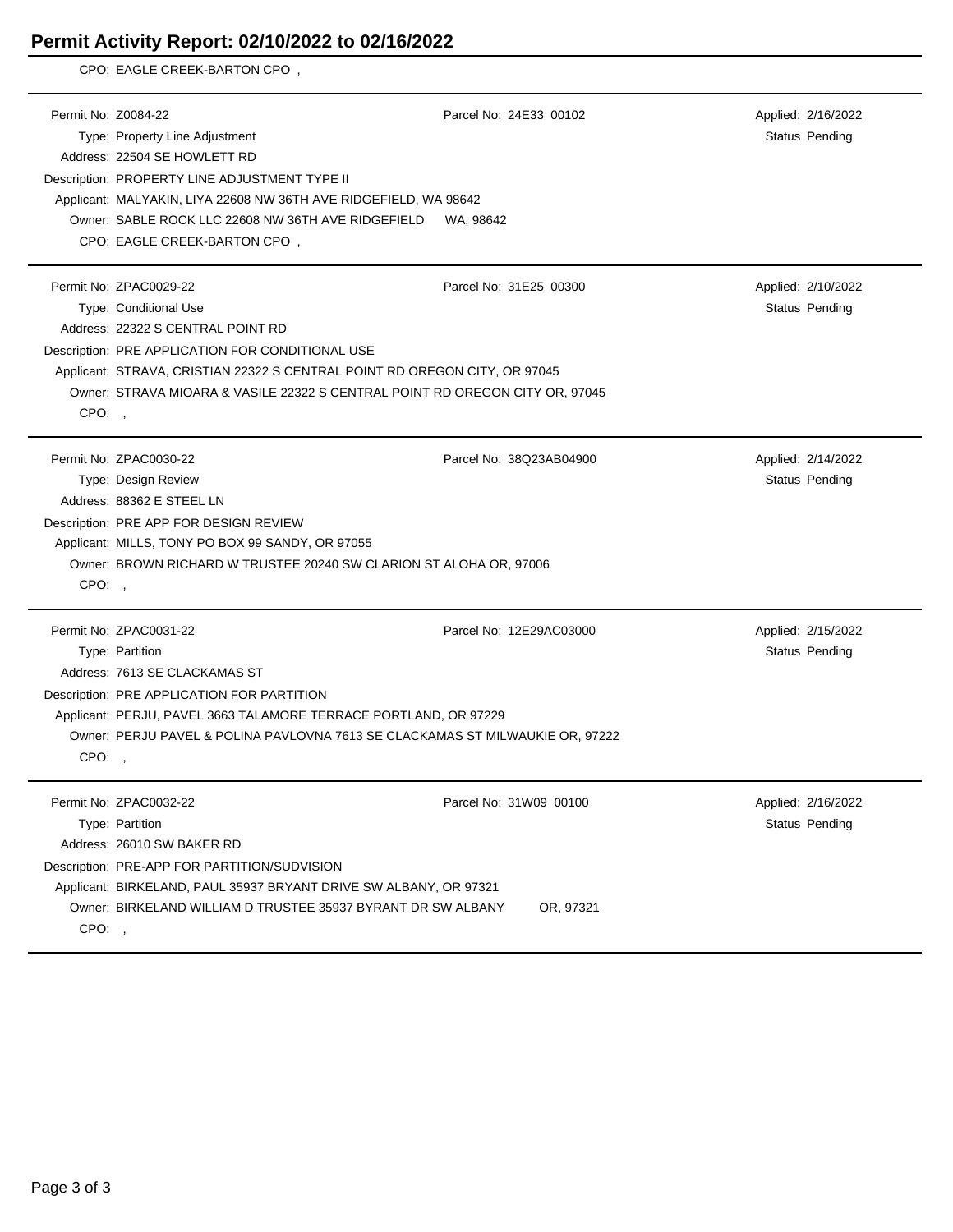# Permit Activity Report: 02/10/2022 to 02/16/2022

CPO: EAGLE CREEK-BARTON CPO ,

---

Permit No: Z0084-22
Parcel No: 24E33 00102
Applied: 2/16/2022
Type: Property Line Adjustment
Status Pending
Address: 22504 SE HOWLETT RD
Description: PROPERTY LINE ADJUSTMENT TYPE II
Applicant: MALYAKIN, LIYA 22608 NW 36TH AVE RIDGEFIELD, WA 98642
Owner: SABLE ROCK LLC 22608 NW 36TH AVE RIDGEFIELD WA, 98642
CPO: EAGLE CREEK-BARTON CPO ,

---

Permit No: ZPAC0029-22
Parcel No: 31E25 00300
Applied: 2/10/2022
Type: Conditional Use
Status Pending
Address: 22322 S CENTRAL POINT RD
Description: PRE APPLICATION FOR CONDITIONAL USE
Applicant: STRAVA, CRISTIAN 22322 S CENTRAL POINT RD OREGON CITY, OR 97045
Owner: STRAVA MIOARA & VASILE 22322 S CENTRAL POINT RD OREGON CITY OR, 97045
CPO: ,

---

Permit No: ZPAC0030-22
Parcel No: 38Q23AB04900
Applied: 2/14/2022
Type: Design Review
Status Pending
Address: 88362 E STEEL LN
Description: PRE APP FOR DESIGN REVIEW
Applicant: MILLS, TONY PO BOX 99 SANDY, OR 97055
Owner: BROWN RICHARD W TRUSTEE 20240 SW CLARION ST ALOHA OR, 97006
CPO: ,

---

Permit No: ZPAC0031-22
Parcel No: 12E29AC03000
Applied: 2/15/2022
Type: Partition
Status Pending
Address: 7613 SE CLACKAMAS ST
Description: PRE APPLICATION FOR PARTITION
Applicant: PERJU, PAVEL 3663 TALAMORE TERRACE PORTLAND, OR 97229
Owner: PERJU PAVEL & POLINA PAVLOVNA 7613 SE CLACKAMAS ST MILWAUKIE OR, 97222
CPO: ,

---

Permit No: ZPAC0032-22
Parcel No: 31W09 00100
Applied: 2/16/2022
Type: Partition
Status Pending
Address: 26010 SW BAKER RD
Description: PRE-APP FOR PARTITION/SUDVISION
Applicant: BIRKELAND, PAUL 35937 BRYANT DRIVE SW ALBANY, OR 97321
Owner: BIRKELAND WILLIAM D TRUSTEE 35937 BYRANT DR SW ALBANY OR, 97321
CPO: ,